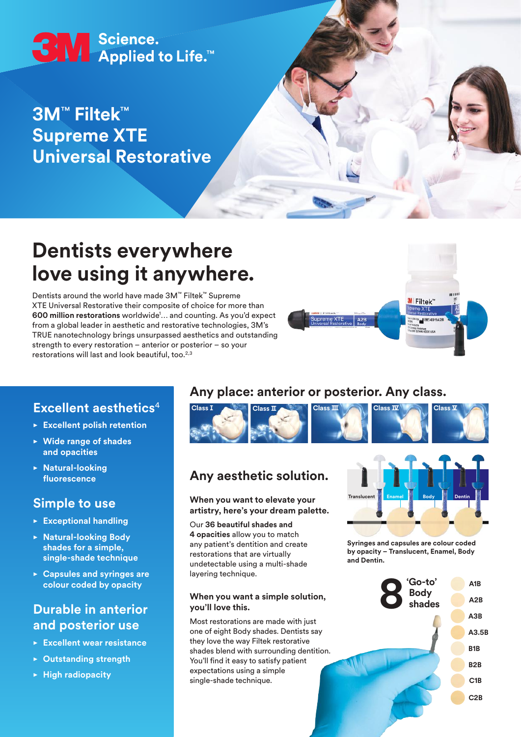3M Science. Applied to Life.™

# 3M™ Filtek™ Supreme XTE Universal Restorative

## Dentists everywhere love using it anywhere.

Dentists around the world have made 3M™ Filtek™ Supreme XTE Universal Restorative their composite of choice for more than **600 million restorations** worldwide[1]… and counting. As you'd expect from a global leader in aesthetic and restorative technologies, 3M's TRUE nanotechnology brings unsurpassed aesthetics and outstanding strength to every restoration – anterior or posterior – so your restorations will last and look beautiful, too.[2,3]

### Excellent aesthetics[4]

- Excellent polish retention
- Wide range of shades and opacities
- Natural-looking fluorescence

### Simple to use

- Exceptional handling
- Natural-looking Body shades for a simple, single-shade technique
- Capsules and syringes are colour coded by opacity

### Durable in anterior and posterior use

- Excellent wear resistance
- Outstanding strength
- High radiopacity

## Any place: anterior or posterior. Any class.

Class I | Class II | Class III | Class IV | Class V

## Any aesthetic solution.

**When you want to elevate your artistry, here's your dream palette.**

Our **36 beautiful shades and 4 opacities** allow you to match any patient's dentition and create restorations that are virtually undetectable using a multi-shade layering technique.

Translucent | Enamel | Body | Dentin

Syringes and capsules are colour coded by opacity – Translucent, Enamel, Body and Dentin.

**When you want a simple solution, you'll love this.**

Most restorations are made with just one of eight Body shades. Dentists say they love the way Filtek restorative shades blend with surrounding dentition. You'll find it easy to satisfy patient expectations using a simple single-shade technique.

**8 'Go-to' Body shades**

- A1B
- A2B
- A3B
- A3.5B
- B1B
- B2B
- C1B
- C2B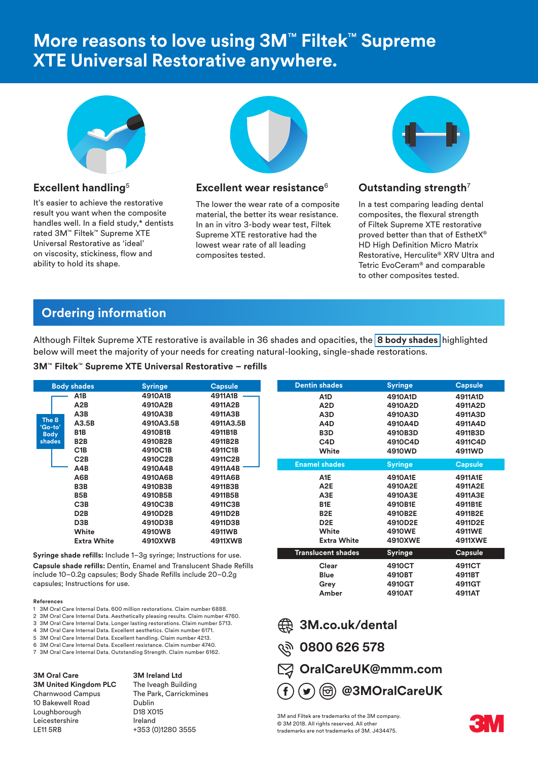# More reasons to love using 3M™ Filtek™ Supreme XTE Universal Restorative anywhere.

### Excellent handling[5]

It's easier to achieve the restorative result you want when the composite handles well. In a field study,* dentists rated 3M™ Filtek™ Supreme XTE Universal Restorative as 'ideal' on viscosity, stickiness, flow and ability to hold its shape.

### Excellent wear resistance[6]

The lower the wear rate of a composite material, the better its wear resistance. In an in vitro 3-body wear test, Filtek Supreme XTE restorative had the lowest wear rate of all leading composites tested.

### Outstanding strength[7]

In a test comparing leading dental composites, the flexural strength of Filtek Supreme XTE restorative proved better than that of EsthetX® HD High Definition Micro Matrix Restorative, Herculite® XRV Ultra and Tetric EvoCeram® and comparable to other composites tested.

## Ordering information

Although Filtek Supreme XTE restorative is available in 36 shades and opacities, the **8 body shades** highlighted below will meet the majority of your needs for creating natural-looking, single-shade restorations.

**3M™ Filtek™ Supreme XTE Universal Restorative – refills**

| | Body shades | Syringe | Capsule |
|---|---|---|---|
| The 8 'Go-to' Body shades | A1B | 4910A1B | 4911A1B |
| The 8 'Go-to' Body shades | A2B | 4910A2B | 4911A2B |
| The 8 'Go-to' Body shades | A3B | 4910A3B | 4911A3B |
| The 8 'Go-to' Body shades | A3.5B | 4910A3.5B | 4911A3.5B |
| The 8 'Go-to' Body shades | B1B | 4910B1B | 4911B1B |
| The 8 'Go-to' Body shades | B2B | 4910B2B | 4911B2B |
| The 8 'Go-to' Body shades | C1B | 4910C1B | 4911C1B |
| The 8 'Go-to' Body shades | C2B | 4910C2B | 4911C2B |
| | A4B | 4910A4B | 4911A4B |
| | A6B | 4910A6B | 4911A6B |
| | B3B | 4910B3B | 4911B3B |
| | B5B | 4910B5B | 4911B5B |
| | C3B | 4910C3B | 4911C3B |
| | D2B | 4910D2B | 4911D2B |
| | D3B | 4910D3B | 4911D3B |
| | White | 4910WB | 4911WB |
| | Extra White | 4910XWB | 4911XWB |

**Syringe shade refills:** Include 1–3g syringe; Instructions for use.

**Capsule shade refills:** Dentin, Enamel and Translucent Shade Refills include 10–0.2g capsules; Body Shade Refills include 20–0.2g capsules; Instructions for use.

| Dentin shades | Syringe | Capsule |
|---|---|---|
| A1D | 4910A1D | 4911A1D |
| A2D | 4910A2D | 4911A2D |
| A3D | 4910A3D | 4911A3D |
| A4D | 4910A4D | 4911A4D |
| B3D | 4910B3D | 4911B3D |
| C4D | 4910C4D | 4911C4D |
| White | 4910WD | 4911WD |
| **Enamel shades** | **Syringe** | **Capsule** |
| A1E | 4910A1E | 4911A1E |
| A2E | 4910A2E | 4911A2E |
| A3E | 4910A3E | 4911A3E |
| B1E | 4910B1E | 4911B1E |
| B2E | 4910B2E | 4911B2E |
| D2E | 4910D2E | 4911D2E |
| White | 4910WE | 4911WE |
| Extra White | 4910XWE | 4911XWE |
| **Translucent shades** | **Syringe** | **Capsule** |
| Clear | 4910CT | 4911CT |
| Blue | 4910BT | 4911BT |
| Grey | 4910GT | 4911GT |
| Amber | 4910AT | 4911AT |

**References**

1. 3M Oral Care Internal Data. 600 million restorations. Claim number 6888.
2. 3M Oral Care Internal Data. Aesthetically pleasing results. Claim number 4760.
3. 3M Oral Care Internal Data. Longer lasting restorations. Claim number 5713.
4. 3M Oral Care Internal Data. Excellent aesthetics. Claim number 6171.
5. 3M Oral Care Internal Data. Excellent handling. Claim number 4213.
6. 3M Oral Care Internal Data. Excellent resistance. Claim number 4740.
7. 3M Oral Care Internal Data. Outstanding Strength. Claim number 6162.

**3M Oral Care**
**3M United Kingdom PLC**
Charnwood Campus
10 Bakewell Road
Loughborough
Leicestershire
LE11 5RB

**3M Ireland Ltd**
The Iveagh Building
The Park, Carrickmines
Dublin
D18 X015
Ireland
+353 (0)1280 3555

**3M.co.uk/dental**

**0800 626 578**

**OralCareUK@mmm.com**

**@3MOralCareUK**

3M and Filtek are trademarks of the 3M company.
© 3M 2018. All rights reserved. All other trademarks are not trademarks of 3M. J434475.

3M